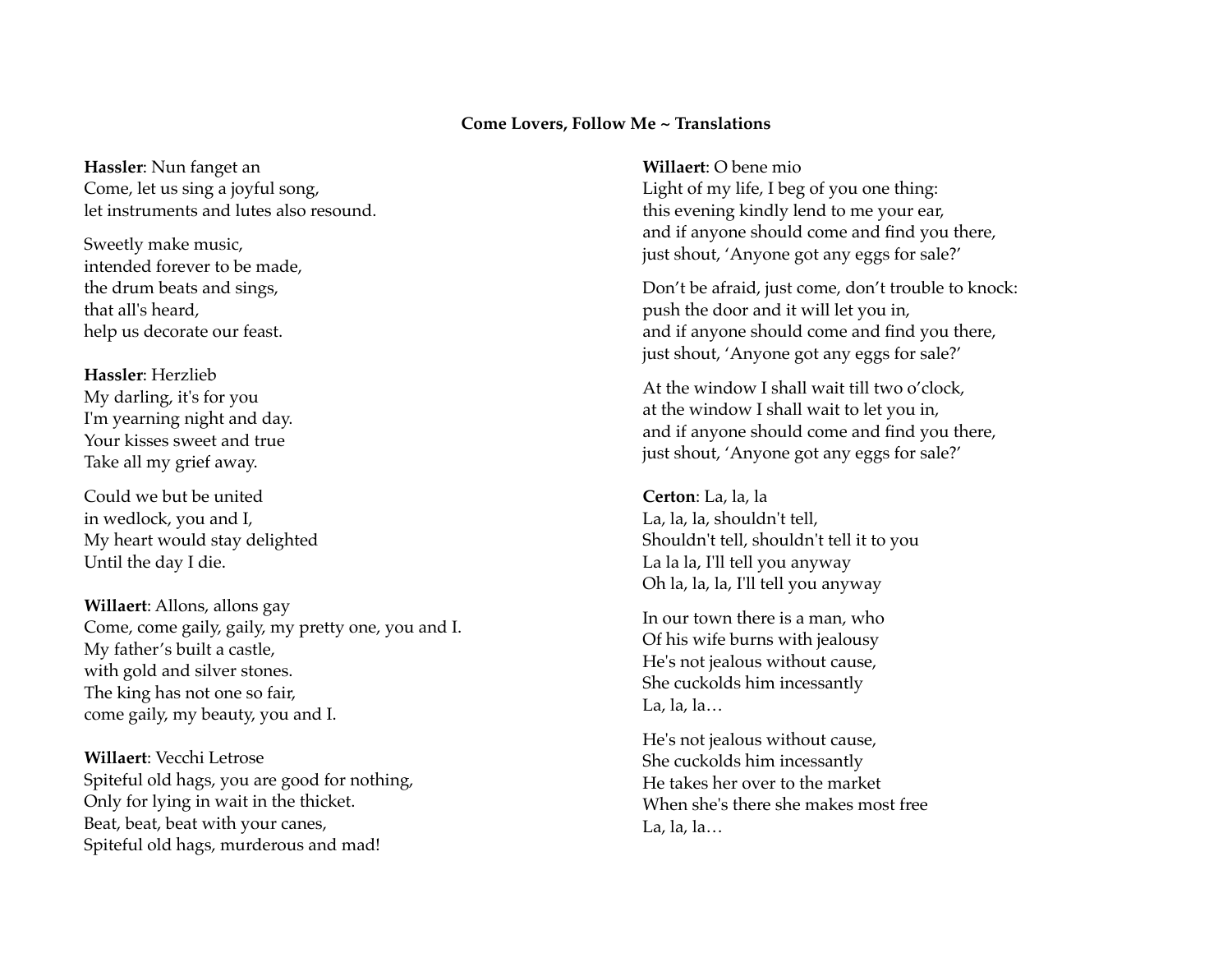# Come Lovers, Follow Me ~ Translations

**Hassler**: Nun fanget an
Come, let us sing a joyful song,
let instruments and lutes also resound.

Sweetly make music,
intended forever to be made,
the drum beats and sings,
that all's heard,
help us decorate our feast.

**Hassler**: Herzlieb
My darling, it's for you
I'm yearning night and day.
Your kisses sweet and true
Take all my grief away.

Could we but be united
in wedlock, you and I,
My heart would stay delighted
Until the day I die.

**Willaert**: Allons, allons gay
Come, come gaily, gaily, my pretty one, you and I.
My father's built a castle,
with gold and silver stones.
The king has not one so fair,
come gaily, my beauty, you and I.

**Willaert**: Vecchi Letrose
Spiteful old hags, you are good for nothing,
Only for lying in wait in the thicket.
Beat, beat, beat with your canes,
Spiteful old hags, murderous and mad!

**Willaert**: O bene mio
Light of my life, I beg of you one thing:
this evening kindly lend to me your ear,
and if anyone should come and find you there,
just shout, 'Anyone got any eggs for sale?'

Don't be afraid, just come, don't trouble to knock:
push the door and it will let you in,
and if anyone should come and find you there,
just shout, 'Anyone got any eggs for sale?'

At the window I shall wait till two o'clock,
at the window I shall wait to let you in,
and if anyone should come and find you there,
just shout, 'Anyone got any eggs for sale?'

**Certon**: La, la, la
La, la, la, shouldn't tell,
Shouldn't tell, shouldn't tell it to you
La la la, I'll tell you anyway
Oh la, la, la, I'll tell you anyway

In our town there is a man, who
Of his wife burns with jealousy
He's not jealous without cause,
She cuckolds him incessantly
La, la, la…

He's not jealous without cause,
She cuckolds him incessantly
He takes her over to the market
When she's there she makes most free
La, la, la…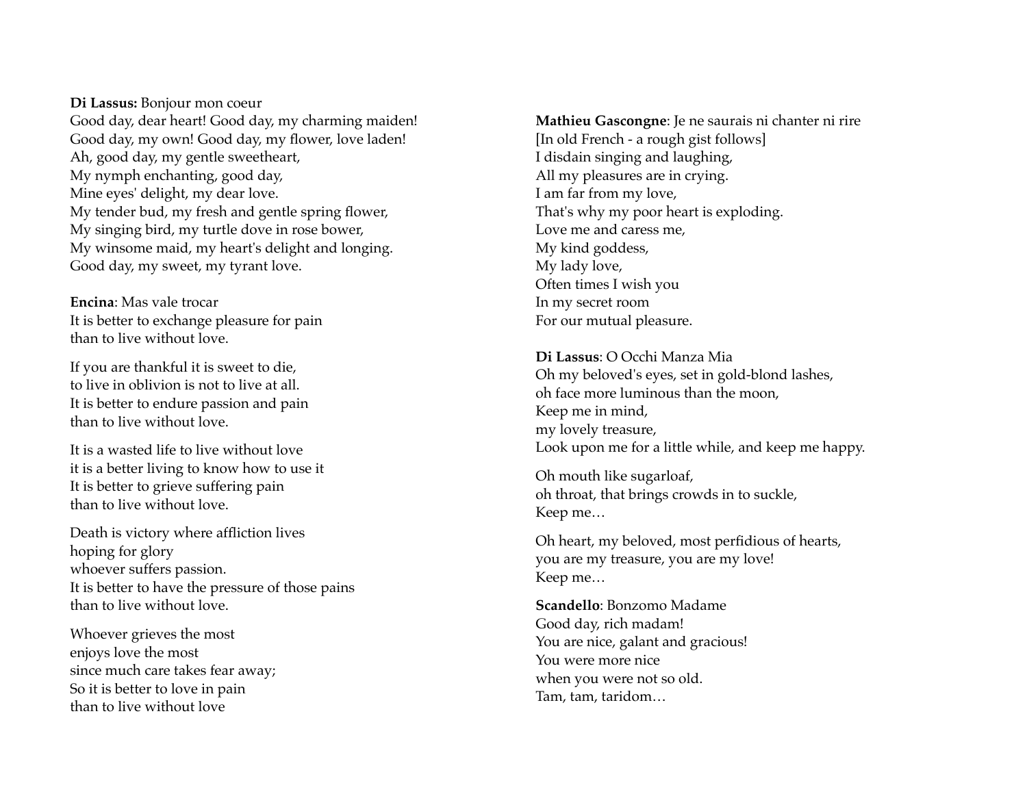**Di Lassus:** Bonjour mon coeur
Good day, dear heart! Good day, my charming maiden!
Good day, my own! Good day, my flower, love laden!
Ah, good day, my gentle sweetheart,
My nymph enchanting, good day,
Mine eyes' delight, my dear love.
My tender bud, my fresh and gentle spring flower,
My singing bird, my turtle dove in rose bower,
My winsome maid, my heart's delight and longing.
Good day, my sweet, my tyrant love.

**Encina**: Mas vale trocar
It is better to exchange pleasure for pain
than to live without love.

If you are thankful it is sweet to die,
to live in oblivion is not to live at all.
It is better to endure passion and pain
than to live without love.

It is a wasted life to live without love
it is a better living to know how to use it
It is better to grieve suffering pain
than to live without love.

Death is victory where affliction lives
hoping for glory
whoever suffers passion.
It is better to have the pressure of those pains
than to live without love.

Whoever grieves the most
enjoys love the most
since much care takes fear away;
So it is better to love in pain
than to live without love

**Mathieu Gascongne**: Je ne saurais ni chanter ni rire
[In old French - a rough gist follows]
I disdain singing and laughing,
All my pleasures are in crying.
I am far from my love,
That's why my poor heart is exploding.
Love me and caress me,
My kind goddess,
My lady love,
Often times I wish you
In my secret room
For our mutual pleasure.

**Di Lassus**: O Occhi Manza Mia
Oh my beloved's eyes, set in gold-blond lashes,
oh face more luminous than the moon,
Keep me in mind,
my lovely treasure,
Look upon me for a little while, and keep me happy.

Oh mouth like sugarloaf,
oh throat, that brings crowds in to suckle,
Keep me…

Oh heart, my beloved, most perfidious of hearts,
you are my treasure, you are my love!
Keep me…

**Scandello**: Bonzomo Madame
Good day, rich madam!
You are nice, galant and gracious!
You were more nice
when you were not so old.
Tam, tam, taridom…